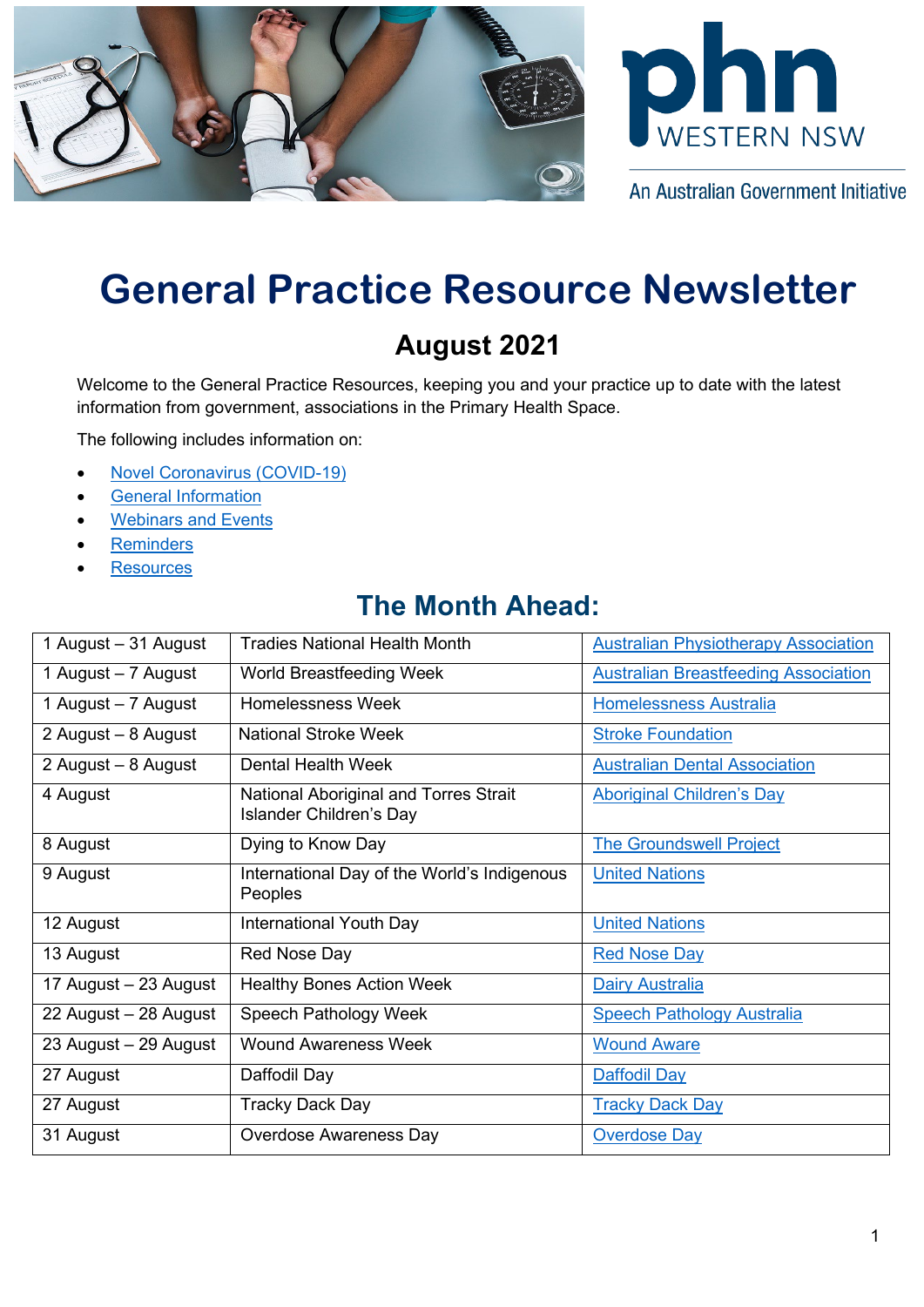phn WESTERN NSW

An Australian Government Initiative

# General Practice Resource Newsletter

## August 2021

Welcome to the General Practice Resources, keeping you and your practice up to date with the latest information from government, associations in the Primary Health Space.

The following includes information on:

- Novel Coronavirus (COVID-19)
- General Information
- Webinars and Events
- Reminders
- Resources

## The Month Ahead:

| | | |
|---|---|---|
| 1 August – 31 August | Tradies National Health Month | Australian Physiotherapy Association |
| 1 August – 7 August | World Breastfeeding Week | Australian Breastfeeding Association |
| 1 August – 7 August | Homelessness Week | Homelessness Australia |
| 2 August – 8 August | National Stroke Week | Stroke Foundation |
| 2 August – 8 August | Dental Health Week | Australian Dental Association |
| 4 August | National Aboriginal and Torres Strait Islander Children's Day | Aboriginal Children's Day |
| 8 August | Dying to Know Day | The Groundswell Project |
| 9 August | International Day of the World's Indigenous Peoples | United Nations |
| 12 August | International Youth Day | United Nations |
| 13 August | Red Nose Day | Red Nose Day |
| 17 August – 23 August | Healthy Bones Action Week | Dairy Australia |
| 22 August – 28 August | Speech Pathology Week | Speech Pathology Australia |
| 23 August – 29 August | Wound Awareness Week | Wound Aware |
| 27 August | Daffodil Day | Daffodil Day |
| 27 August | Tracky Dack Day | Tracky Dack Day |
| 31 August | Overdose Awareness Day | Overdose Day |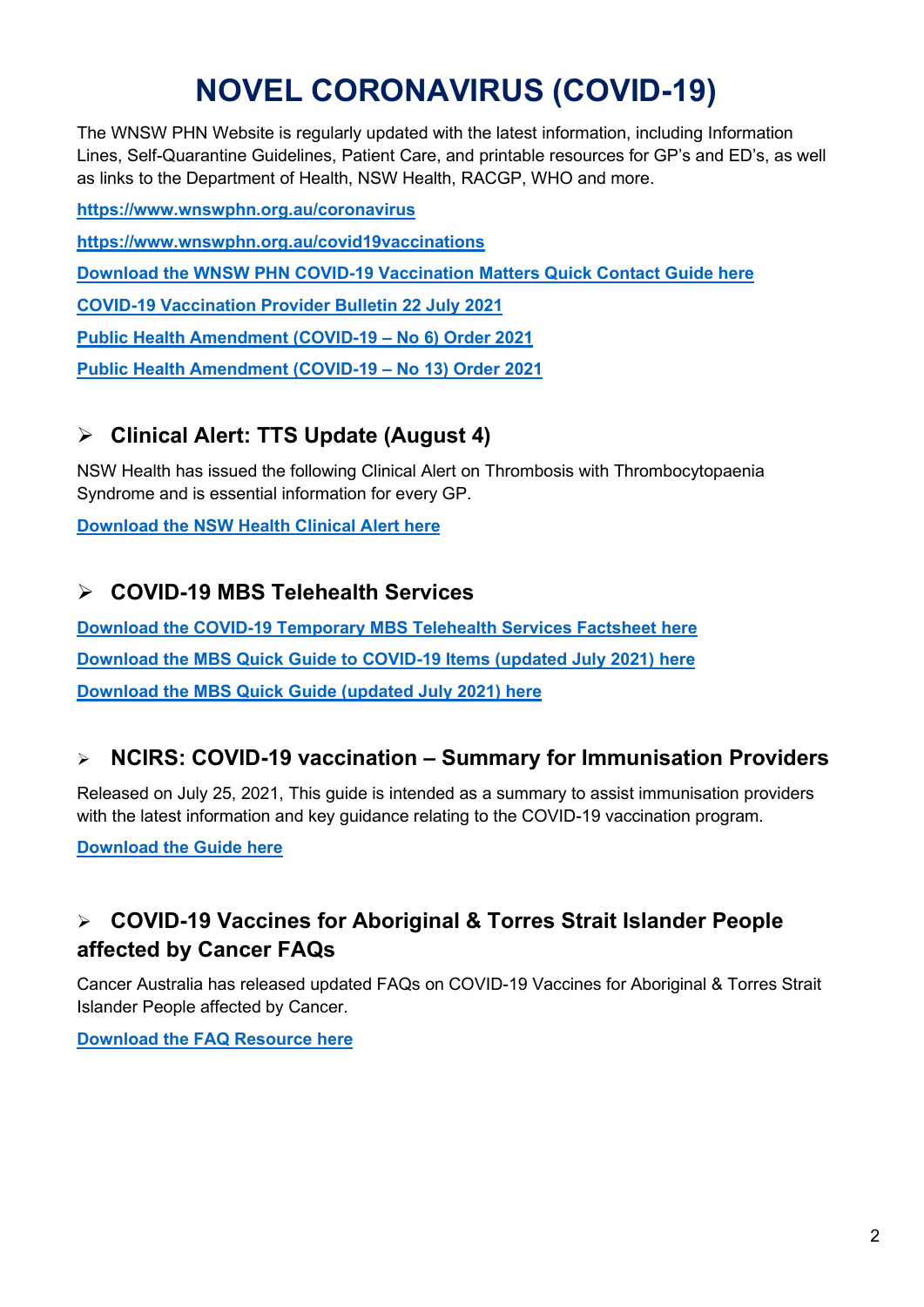# NOVEL CORONAVIRUS (COVID-19)

The WNSW PHN Website is regularly updated with the latest information, including Information Lines, Self-Quarantine Guidelines, Patient Care, and printable resources for GP's and ED's, as well as links to the Department of Health, NSW Health, RACGP, WHO and more.

**https://www.wnswphn.org.au/coronavirus**

**https://www.wnswphn.org.au/covid19vaccinations**

**Download the WNSW PHN COVID-19 Vaccination Matters Quick Contact Guide here**

**COVID-19 Vaccination Provider Bulletin 22 July 2021**

**Public Health Amendment (COVID-19 – No 6) Order 2021**

**Public Health Amendment (COVID-19 – No 13) Order 2021**

## ➢ Clinical Alert: TTS Update (August 4)

NSW Health has issued the following Clinical Alert on Thrombosis with Thrombocytopaenia Syndrome and is essential information for every GP.

**Download the NSW Health Clinical Alert here**

## ➢ COVID-19 MBS Telehealth Services

**Download the COVID-19 Temporary MBS Telehealth Services Factsheet here**

**Download the MBS Quick Guide to COVID-19 Items (updated July 2021) here**

**Download the MBS Quick Guide (updated July 2021) here**

## ➢ NCIRS: COVID-19 vaccination – Summary for Immunisation Providers

Released on July 25, 2021, This guide is intended as a summary to assist immunisation providers with the latest information and key guidance relating to the COVID-19 vaccination program.

**Download the Guide here**

## ➢ COVID-19 Vaccines for Aboriginal & Torres Strait Islander People affected by Cancer FAQs

Cancer Australia has released updated FAQs on COVID-19 Vaccines for Aboriginal & Torres Strait Islander People affected by Cancer.

**Download the FAQ Resource here**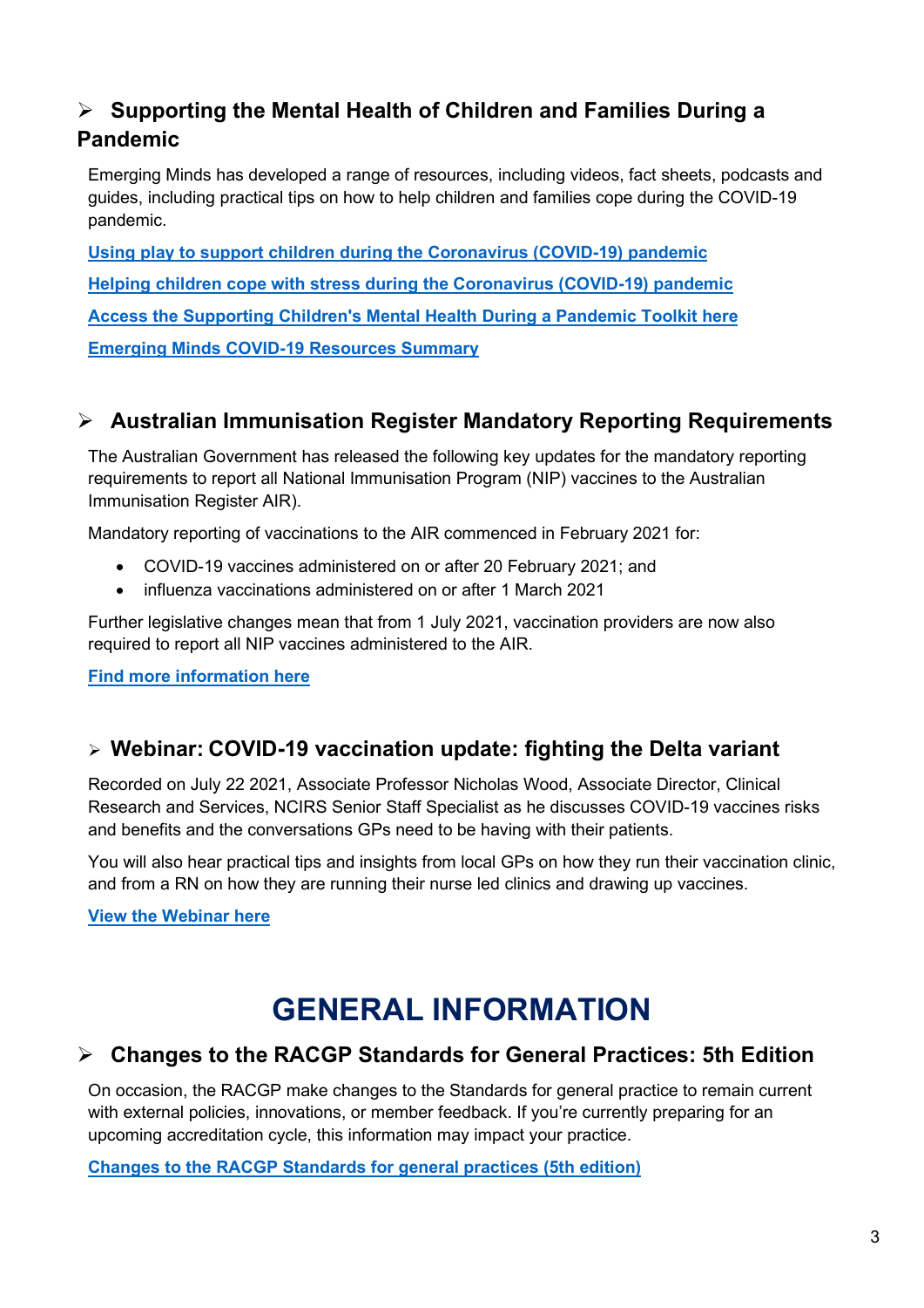## ➢ Supporting the Mental Health of Children and Families During a Pandemic

Emerging Minds has developed a range of resources, including videos, fact sheets, podcasts and guides, including practical tips on how to help children and families cope during the COVID-19 pandemic.

**Using play to support children during the Coronavirus (COVID-19) pandemic**

**Helping children cope with stress during the Coronavirus (COVID-19) pandemic**

**Access the Supporting Children's Mental Health During a Pandemic Toolkit here**

**Emerging Minds COVID-19 Resources Summary**

## ➢ Australian Immunisation Register Mandatory Reporting Requirements

The Australian Government has released the following key updates for the mandatory reporting requirements to report all National Immunisation Program (NIP) vaccines to the Australian Immunisation Register AIR).

Mandatory reporting of vaccinations to the AIR commenced in February 2021 for:

- COVID-19 vaccines administered on or after 20 February 2021; and
- influenza vaccinations administered on or after 1 March 2021

Further legislative changes mean that from 1 July 2021, vaccination providers are now also required to report all NIP vaccines administered to the AIR.

**Find more information here**

## ➢ Webinar: COVID-19 vaccination update: fighting the Delta variant

Recorded on July 22 2021, Associate Professor Nicholas Wood, Associate Director, Clinical Research and Services, NCIRS Senior Staff Specialist as he discusses COVID-19 vaccines risks and benefits and the conversations GPs need to be having with their patients.

You will also hear practical tips and insights from local GPs on how they run their vaccination clinic, and from a RN on how they are running their nurse led clinics and drawing up vaccines.

**View the Webinar here**

# GENERAL INFORMATION

## ➢ Changes to the RACGP Standards for General Practices: 5th Edition

On occasion, the RACGP make changes to the Standards for general practice to remain current with external policies, innovations, or member feedback. If you're currently preparing for an upcoming accreditation cycle, this information may impact your practice.

**Changes to the RACGP Standards for general practices (5th edition)**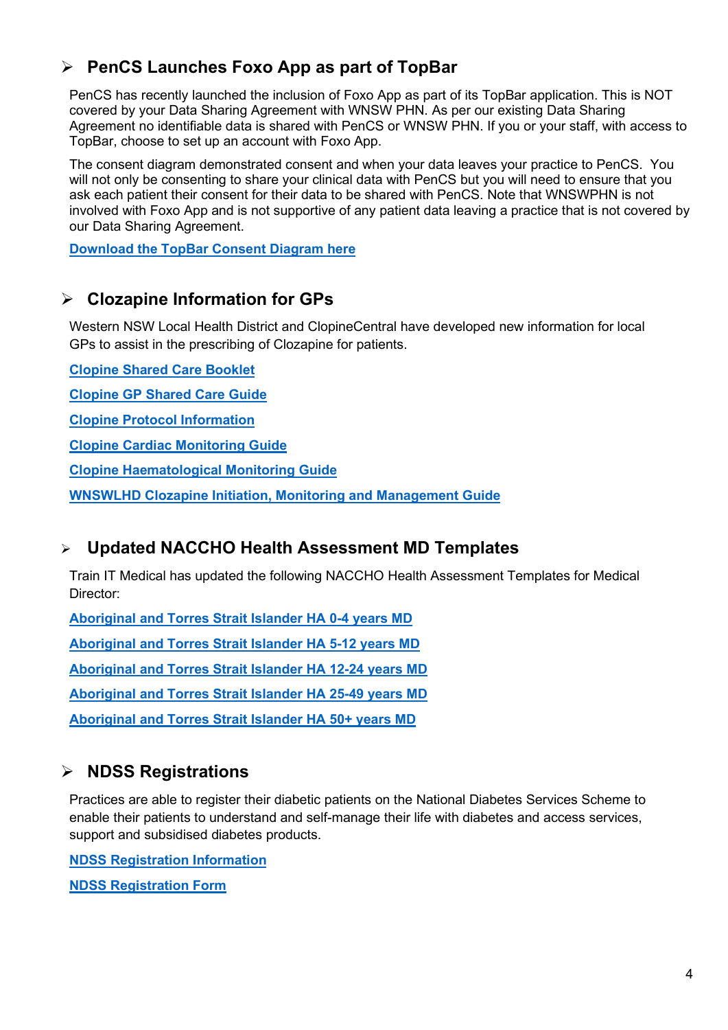## PenCS Launches Foxo App as part of TopBar

PenCS has recently launched the inclusion of Foxo App as part of its TopBar application. This is NOT covered by your Data Sharing Agreement with WNSW PHN. As per our existing Data Sharing Agreement no identifiable data is shared with PenCS or WNSW PHN. If you or your staff, with access to TopBar, choose to set up an account with Foxo App.

The consent diagram demonstrated consent and when your data leaves your practice to PenCS. You will not only be consenting to share your clinical data with PenCS but you will need to ensure that you ask each patient their consent for their data to be shared with PenCS. Note that WNSWPHN is not involved with Foxo App and is not supportive of any patient data leaving a practice that is not covered by our Data Sharing Agreement.

**Download the TopBar Consent Diagram here**

## Clozapine Information for GPs

Western NSW Local Health District and ClopineCentral have developed new information for local GPs to assist in the prescribing of Clozapine for patients.

**Clopine Shared Care Booklet**

**Clopine GP Shared Care Guide**

**Clopine Protocol Information**

**Clopine Cardiac Monitoring Guide**

**Clopine Haematological Monitoring Guide**

**WNSWLHD Clozapine Initiation, Monitoring and Management Guide**

## Updated NACCHO Health Assessment MD Templates

Train IT Medical has updated the following NACCHO Health Assessment Templates for Medical Director:

**Aboriginal and Torres Strait Islander HA 0-4 years MD**

**Aboriginal and Torres Strait Islander HA 5-12 years MD**

**Aboriginal and Torres Strait Islander HA 12-24 years MD**

**Aboriginal and Torres Strait Islander HA 25-49 years MD**

**Aboriginal and Torres Strait Islander HA 50+ years MD**

## NDSS Registrations

Practices are able to register their diabetic patients on the National Diabetes Services Scheme to enable their patients to understand and self-manage their life with diabetes and access services, support and subsidised diabetes products.

**NDSS Registration Information**

**NDSS Registration Form**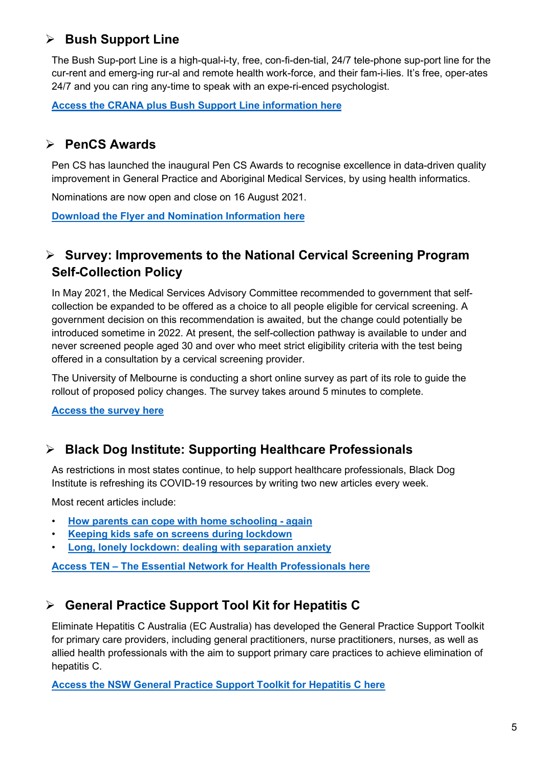## Bush Support Line

The Bush Sup-port Line is a high-qual-i-ty, free, con-fi-den-tial, 24/7 tele-phone sup-port line for the cur-rent and emerg-ing rur-al and remote health work-force, and their fam-i-lies. It's free, oper-ates 24/7 and you can ring any-time to speak with an expe-ri-enced psychologist.

**Access the CRANA plus Bush Support Line information here**

## PenCS Awards

Pen CS has launched the inaugural Pen CS Awards to recognise excellence in data-driven quality improvement in General Practice and Aboriginal Medical Services, by using health informatics.

Nominations are now open and close on 16 August 2021.

**Download the Flyer and Nomination Information here**

## Survey: Improvements to the National Cervical Screening Program Self-Collection Policy

In May 2021, the Medical Services Advisory Committee recommended to government that self-collection be expanded to be offered as a choice to all people eligible for cervical screening. A government decision on this recommendation is awaited, but the change could potentially be introduced sometime in 2022. At present, the self-collection pathway is available to under and never screened people aged 30 and over who meet strict eligibility criteria with the test being offered in a consultation by a cervical screening provider.

The University of Melbourne is conducting a short online survey as part of its role to guide the rollout of proposed policy changes. The survey takes around 5 minutes to complete.

**Access the survey here**

## Black Dog Institute: Supporting Healthcare Professionals

As restrictions in most states continue, to help support healthcare professionals, Black Dog Institute is refreshing its COVID-19 resources by writing two new articles every week.

Most recent articles include:

- **How parents can cope with home schooling - again**
- **Keeping kids safe on screens during lockdown**
- **Long, lonely lockdown: dealing with separation anxiety**

**Access TEN – The Essential Network for Health Professionals here**

## General Practice Support Tool Kit for Hepatitis C

Eliminate Hepatitis C Australia (EC Australia) has developed the General Practice Support Toolkit for primary care providers, including general practitioners, nurse practitioners, nurses, as well as allied health professionals with the aim to support primary care practices to achieve elimination of hepatitis C.

**Access the NSW General Practice Support Toolkit for Hepatitis C here**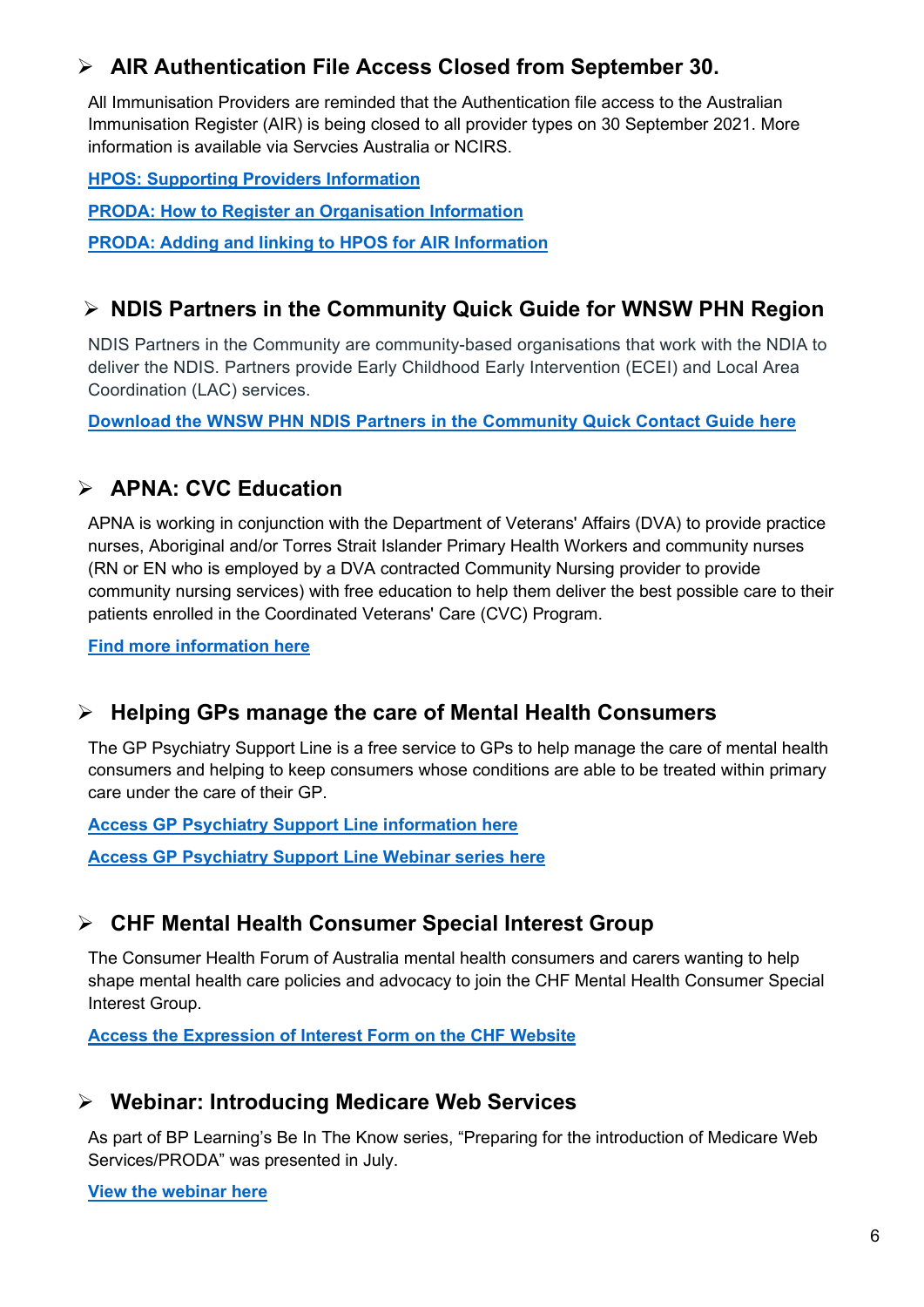## AIR Authentication File Access Closed from September 30.

All Immunisation Providers are reminded that the Authentication file access to the Australian Immunisation Register (AIR) is being closed to all provider types on 30 September 2021. More information is available via Servcies Australia or NCIRS.

**HPOS: Supporting Providers Information**

**PRODA: How to Register an Organisation Information**

**PRODA: Adding and linking to HPOS for AIR Information**

## NDIS Partners in the Community Quick Guide for WNSW PHN Region

NDIS Partners in the Community are community-based organisations that work with the NDIA to deliver the NDIS. Partners provide Early Childhood Early Intervention (ECEI) and Local Area Coordination (LAC) services.

**Download the WNSW PHN NDIS Partners in the Community Quick Contact Guide here**

## APNA: CVC Education

APNA is working in conjunction with the Department of Veterans' Affairs (DVA) to provide practice nurses, Aboriginal and/or Torres Strait Islander Primary Health Workers and community nurses (RN or EN who is employed by a DVA contracted Community Nursing provider to provide community nursing services) with free education to help them deliver the best possible care to their patients enrolled in the Coordinated Veterans' Care (CVC) Program.

**Find more information here**

## Helping GPs manage the care of Mental Health Consumers

The GP Psychiatry Support Line is a free service to GPs to help manage the care of mental health consumers and helping to keep consumers whose conditions are able to be treated within primary care under the care of their GP.

**Access GP Psychiatry Support Line information here**

**Access GP Psychiatry Support Line Webinar series here**

## CHF Mental Health Consumer Special Interest Group

The Consumer Health Forum of Australia mental health consumers and carers wanting to help shape mental health care policies and advocacy to join the CHF Mental Health Consumer Special Interest Group.

**Access the Expression of Interest Form on the CHF Website**

## Webinar: Introducing Medicare Web Services

As part of BP Learning's Be In The Know series, "Preparing for the introduction of Medicare Web Services/PRODA" was presented in July.

**View the webinar here**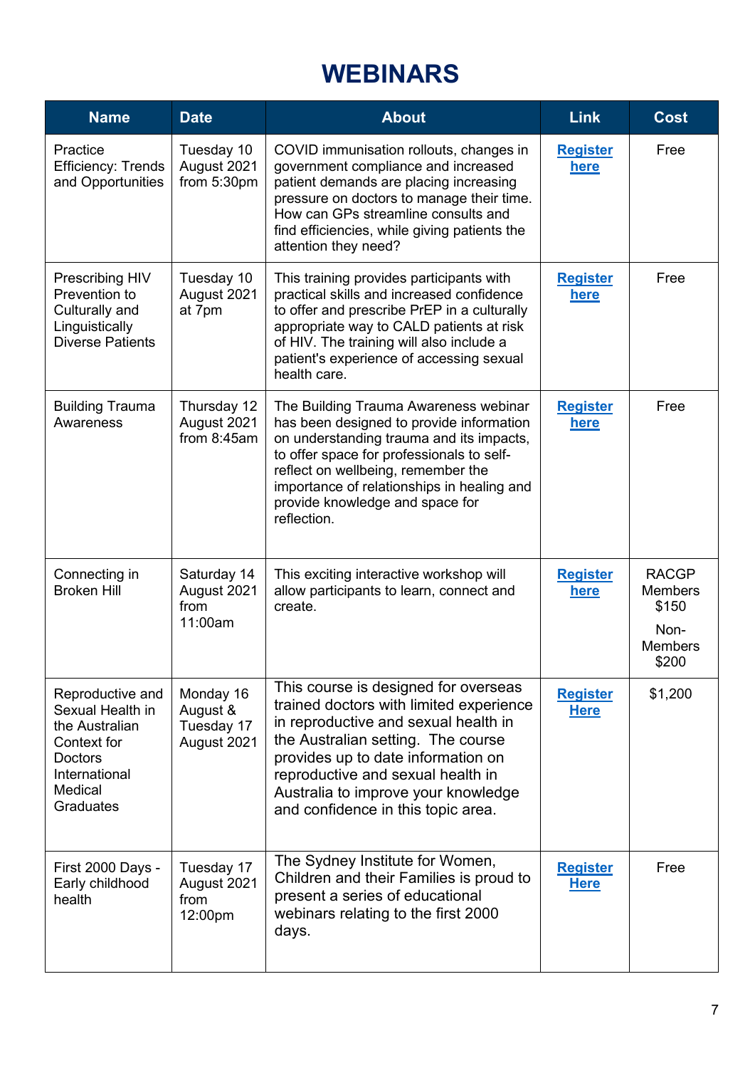# WEBINARS

| Name | Date | About | Link | Cost |
|---|---|---|---|---|
| Practice Efficiency: Trends and Opportunities | Tuesday 10 August 2021 from 5:30pm | COVID immunisation rollouts, changes in government compliance and increased patient demands are placing increasing pressure on doctors to manage their time. How can GPs streamline consults and find efficiencies, while giving patients the attention they need? | **Register here** | Free |
| Prescribing HIV Prevention to Culturally and Linguistically Diverse Patients | Tuesday 10 August 2021 at 7pm | This training provides participants with practical skills and increased confidence to offer and prescribe PrEP in a culturally appropriate way to CALD patients at risk of HIV. The training will also include a patient's experience of accessing sexual health care. | **Register here** | Free |
| Building Trauma Awareness | Thursday 12 August 2021 from 8:45am | The Building Trauma Awareness webinar has been designed to provide information on understanding trauma and its impacts, to offer space for professionals to self-reflect on wellbeing, remember the importance of relationships in healing and provide knowledge and space for reflection. | **Register here** | Free |
| Connecting in Broken Hill | Saturday 14 August 2021 from 11:00am | This exciting interactive workshop will allow participants to learn, connect and create. | **Register here** | RACGP Members $150<br>Non-Members $200 |
| Reproductive and Sexual Health in the Australian Context for Doctors International Medical Graduates | Monday 16 August & Tuesday 17 August 2021 | This course is designed for overseas trained doctors with limited experience in reproductive and sexual health in the Australian setting. The course provides up to date information on reproductive and sexual health in Australia to improve your knowledge and confidence in this topic area. | **Register Here** | $1,200 |
| First 2000 Days - Early childhood health | Tuesday 17 August 2021 from 12:00pm | The Sydney Institute for Women, Children and their Families is proud to present a series of educational webinars relating to the first 2000 days. | **Register Here** | Free |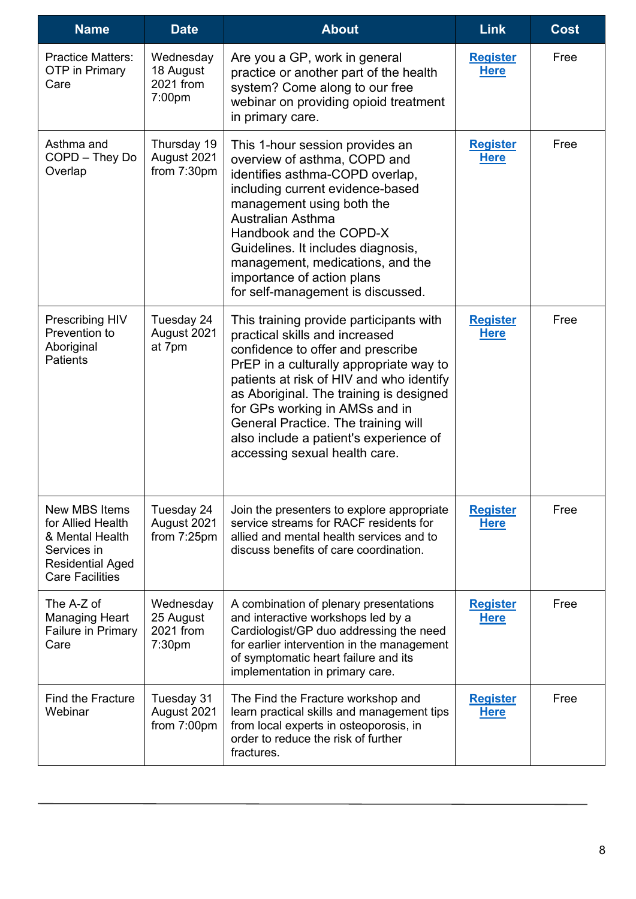| Name | Date | About | Link | Cost |
|---|---|---|---|---|
| Practice Matters: OTP in Primary Care | Wednesday 18 August 2021 from 7:00pm | Are you a GP, work in general practice or another part of the health system? Come along to our free webinar on providing opioid treatment in primary care. | Register Here | Free |
| Asthma and COPD – They Do Overlap | Thursday 19 August 2021 from 7:30pm | This 1-hour session provides an overview of asthma, COPD and identifies asthma-COPD overlap, including current evidence-based management using both the Australian Asthma Handbook and the COPD-X Guidelines. It includes diagnosis, management, medications, and the importance of action plans for self-management is discussed. | Register Here | Free |
| Prescribing HIV Prevention to Aboriginal Patients | Tuesday 24 August 2021 at 7pm | This training provide participants with practical skills and increased confidence to offer and prescribe PrEP in a culturally appropriate way to patients at risk of HIV and who identify as Aboriginal. The training is designed for GPs working in AMSs and in General Practice. The training will also include a patient's experience of accessing sexual health care. | Register Here | Free |
| New MBS Items for Allied Health & Mental Health Services in Residential Aged Care Facilities | Tuesday 24 August 2021 from 7:25pm | Join the presenters to explore appropriate service streams for RACF residents for allied and mental health services and to discuss benefits of care coordination. | Register Here | Free |
| The A-Z of Managing Heart Failure in Primary Care | Wednesday 25 August 2021 from 7:30pm | A combination of plenary presentations and interactive workshops led by a Cardiologist/GP duo addressing the need for earlier intervention in the management of symptomatic heart failure and its implementation in primary care. | Register Here | Free |
| Find the Fracture Webinar | Tuesday 31 August 2021 from 7:00pm | The Find the Fracture workshop and learn practical skills and management tips from local experts in osteoporosis, in order to reduce the risk of further fractures. | Register Here | Free |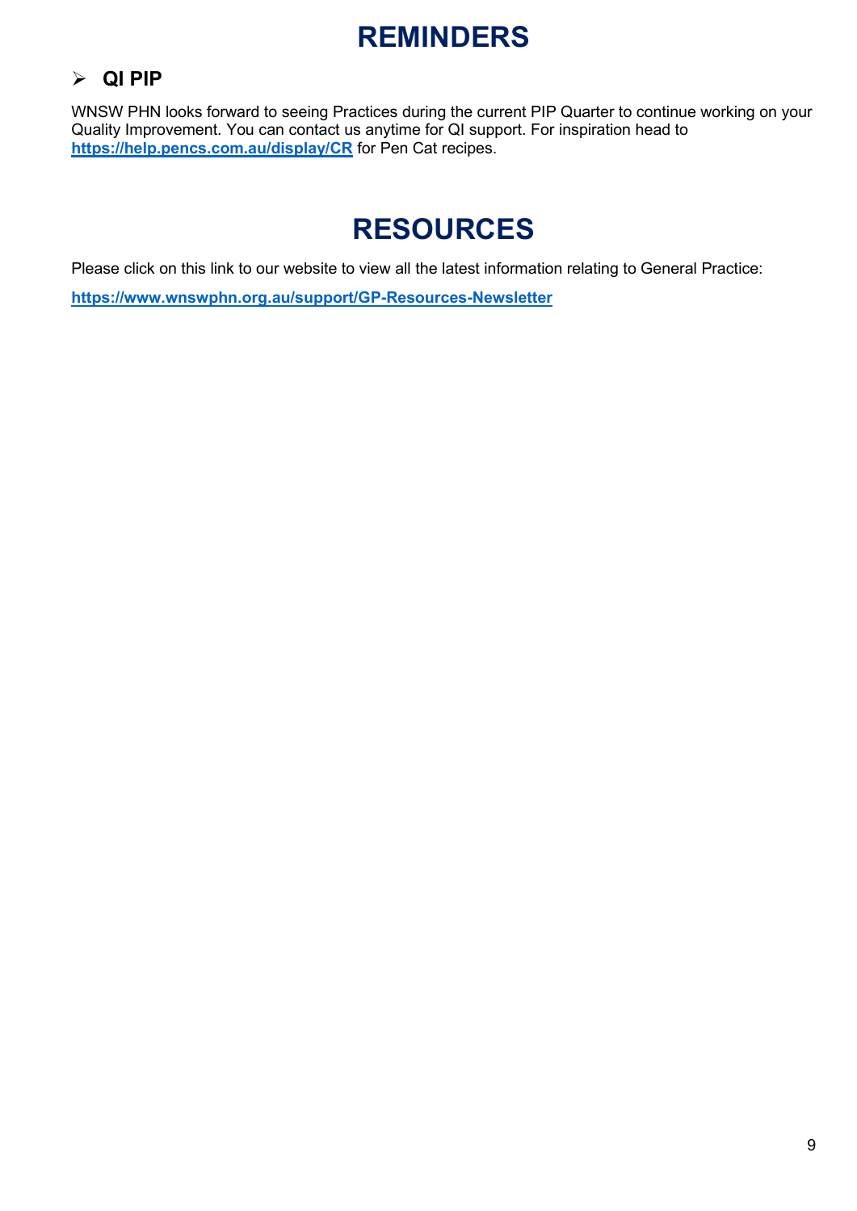# REMINDERS

## ➢ QI PIP

WNSW PHN looks forward to seeing Practices during the current PIP Quarter to continue working on your Quality Improvement. You can contact us anytime for QI support. For inspiration head to **https://help.pencs.com.au/display/CR** for Pen Cat recipes.

# RESOURCES

Please click on this link to our website to view all the latest information relating to General Practice:

**https://www.wnswphn.org.au/support/GP-Resources-Newsletter**